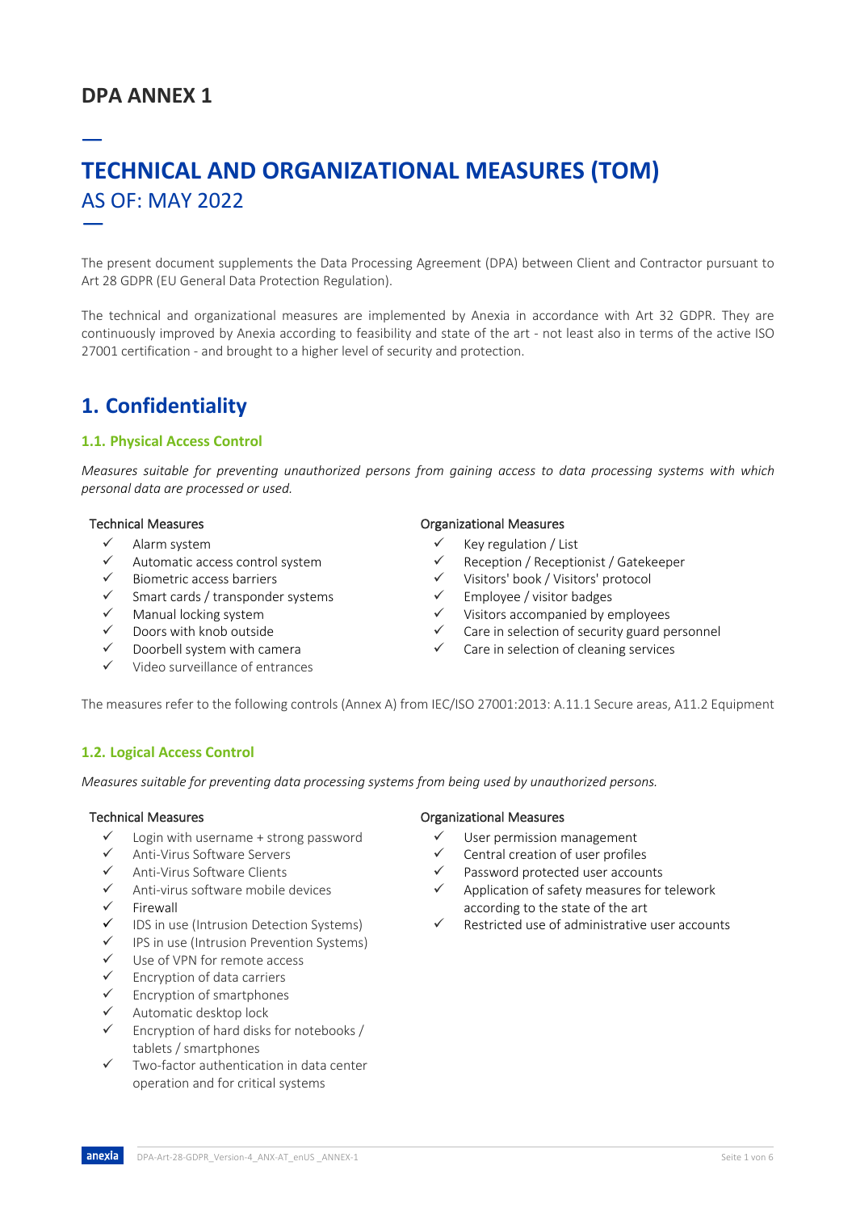# DPA ANNEX 1

# TECHNICAL AND ORGANIZATIONAL MEASURES (TOM)

## AS OF: MAY 2022

The present document supplements the Data Processing Agreement (DPA) between Client and Contractor pursuant to Art 28 GDPR (EU General Data Protection Regulation).

The technical and organizational measures are implemented by Anexia in accordance with Art 32 GDPR. They are continuously improved by Anexia according to feasibility and state of the art - not least also in terms of the active ISO 27001 certification - and brought to a higher level of security and protection.

## 1. Confidentiality

### 1.1. Physical Access Control

*Measures suitable for preventing unauthorized persons from gaining access to data processing systems with which personal data are processed or used.*

Technical Measures

- ✓ Alarm system
- ✓ Automatic access control system
- ✓ Biometric access barriers
- ✓ Smart cards / transponder systems
- ✓ Manual locking system
- ✓ Doors with knob outside
- ✓ Doorbell system with camera
- ✓ Video surveillance of entrances

Organizational Measures

- ✓ Key regulation / List
- ✓ Reception / Receptionist / Gatekeeper
- ✓ Visitors' book / Visitors' protocol
- ✓ Employee / visitor badges
- ✓ Visitors accompanied by employees
- ✓ Care in selection of security guard personnel
- ✓ Care in selection of cleaning services

The measures refer to the following controls (Annex A) from IEC/ISO 27001:2013: A.11.1 Secure areas, A11.2 Equipment

### 1.2. Logical Access Control

*Measures suitable for preventing data processing systems from being used by unauthorized persons.*

Technical Measures

- ✓ Login with username + strong password
- ✓ Anti-Virus Software Servers
- ✓ Anti-Virus Software Clients
- ✓ Anti-virus software mobile devices
- ✓ Firewall
- ✓ IDS in use (Intrusion Detection Systems)
- ✓ IPS in use (Intrusion Prevention Systems)
- ✓ Use of VPN for remote access
- ✓ Encryption of data carriers
- ✓ Encryption of smartphones
- ✓ Automatic desktop lock
- ✓ Encryption of hard disks for notebooks / tablets / smartphones
- ✓ Two-factor authentication in data center operation and for critical systems

Organizational Measures

- ✓ User permission management
- ✓ Central creation of user profiles
- ✓ Password protected user accounts
- ✓ Application of safety measures for telework according to the state of the art
- ✓ Restricted use of administrative user accounts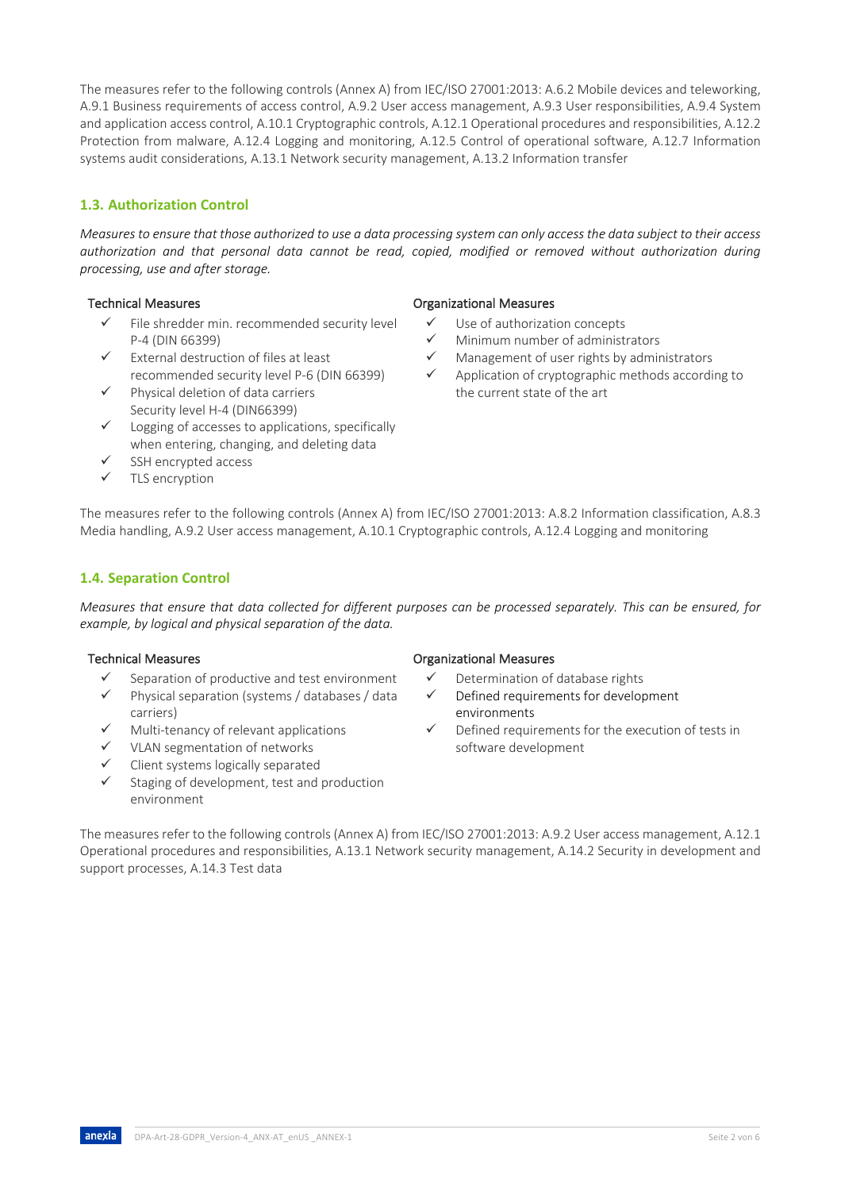The measures refer to the following controls (Annex A) from IEC/ISO 27001:2013: A.6.2 Mobile devices and teleworking, A.9.1 Business requirements of access control, A.9.2 User access management, A.9.3 User responsibilities, A.9.4 System and application access control, A.10.1 Cryptographic controls, A.12.1 Operational procedures and responsibilities, A.12.2 Protection from malware, A.12.4 Logging and monitoring, A.12.5 Control of operational software, A.12.7 Information systems audit considerations, A.13.1 Network security management, A.13.2 Information transfer

## 1.3. Authorization Control

*Measures to ensure that those authorized to use a data processing system can only access the data subject to their access authorization and that personal data cannot be read, copied, modified or removed without authorization during processing, use and after storage.*

Technical Measures

- ✓ File shredder min. recommended security level P-4 (DIN 66399)
- ✓ External destruction of files at least recommended security level P-6 (DIN 66399)
- ✓ Physical deletion of data carriers Security level H-4 (DIN66399)
- ✓ Logging of accesses to applications, specifically when entering, changing, and deleting data
- ✓ SSH encrypted access
- ✓ TLS encryption

Organizational Measures

- ✓ Use of authorization concepts
- ✓ Minimum number of administrators
- ✓ Management of user rights by administrators
- ✓ Application of cryptographic methods according to the current state of the art

The measures refer to the following controls (Annex A) from IEC/ISO 27001:2013: A.8.2 Information classification, A.8.3 Media handling, A.9.2 User access management, A.10.1 Cryptographic controls, A.12.4 Logging and monitoring

## 1.4. Separation Control

*Measures that ensure that data collected for different purposes can be processed separately. This can be ensured, for example, by logical and physical separation of the data.*

Technical Measures

- ✓ Separation of productive and test environment
- ✓ Physical separation (systems / databases / data carriers)
- ✓ Multi-tenancy of relevant applications
- ✓ VLAN segmentation of networks
- ✓ Client systems logically separated
- ✓ Staging of development, test and production environment

Organizational Measures

- ✓ Determination of database rights
- ✓ Defined requirements for development environments
- ✓ Defined requirements for the execution of tests in software development

The measures refer to the following controls (Annex A) from IEC/ISO 27001:2013: A.9.2 User access management, A.12.1 Operational procedures and responsibilities, A.13.1 Network security management, A.14.2 Security in development and support processes, A.14.3 Test data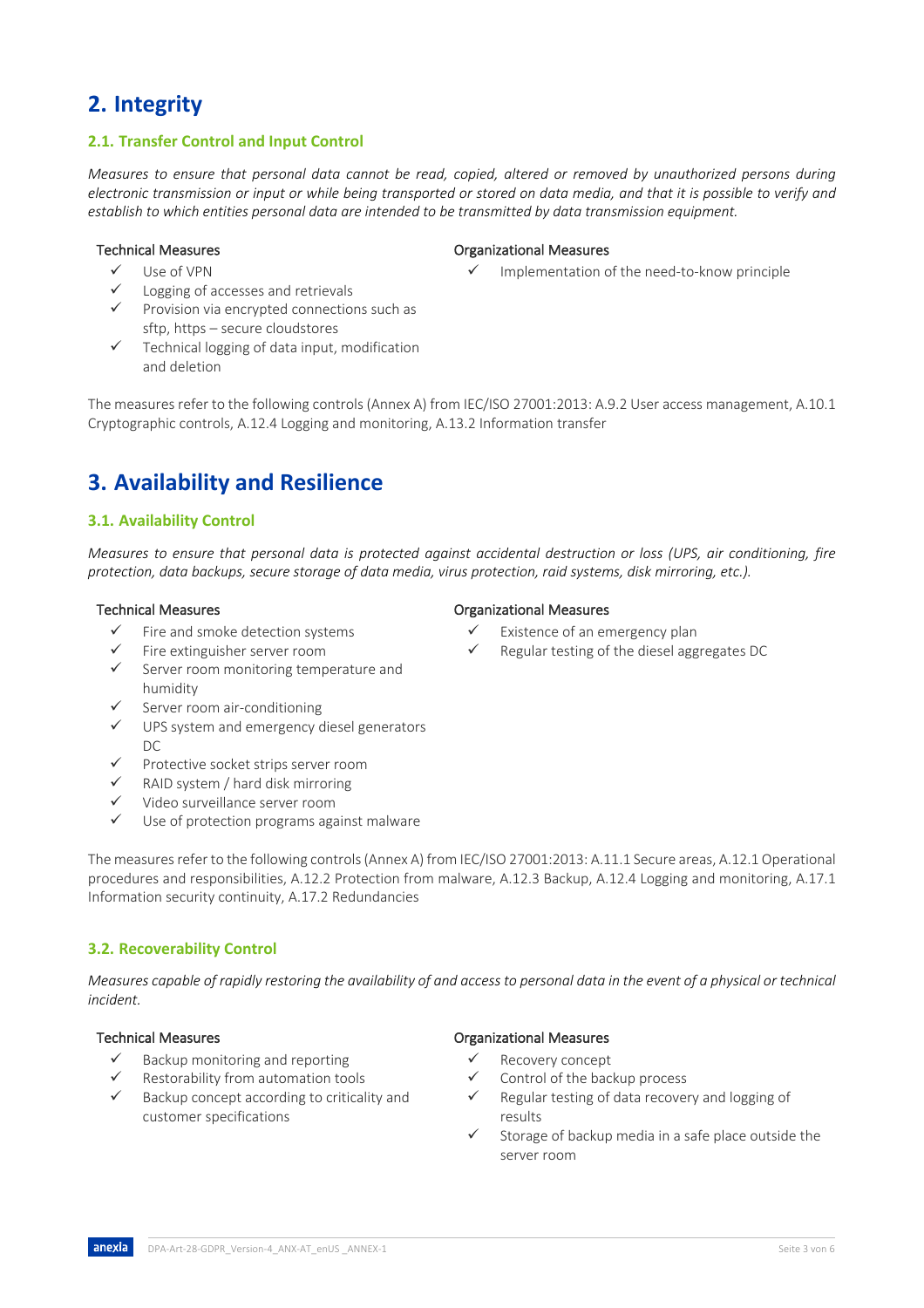# 2. Integrity

## 2.1. Transfer Control and Input Control

*Measures to ensure that personal data cannot be read, copied, altered or removed by unauthorized persons during electronic transmission or input or while being transported or stored on data media, and that it is possible to verify and establish to which entities personal data are intended to be transmitted by data transmission equipment.*

**Technical Measures**

- ✓ Use of VPN
- ✓ Logging of accesses and retrievals
- ✓ Provision via encrypted connections such as sftp, https – secure cloudstores
- ✓ Technical logging of data input, modification and deletion

**Organizational Measures**

- ✓ Implementation of the need-to-know principle

The measures refer to the following controls (Annex A) from IEC/ISO 27001:2013: A.9.2 User access management, A.10.1 Cryptographic controls, A.12.4 Logging and monitoring, A.13.2 Information transfer

# 3. Availability and Resilience

## 3.1. Availability Control

*Measures to ensure that personal data is protected against accidental destruction or loss (UPS, air conditioning, fire protection, data backups, secure storage of data media, virus protection, raid systems, disk mirroring, etc.).*

**Technical Measures**

- ✓ Fire and smoke detection systems
- ✓ Fire extinguisher server room
- ✓ Server room monitoring temperature and humidity
- ✓ Server room air-conditioning
- ✓ UPS system and emergency diesel generators DC
- ✓ Protective socket strips server room
- ✓ RAID system / hard disk mirroring
- ✓ Video surveillance server room
- ✓ Use of protection programs against malware

**Organizational Measures**

- ✓ Existence of an emergency plan
- ✓ Regular testing of the diesel aggregates DC

The measures refer to the following controls (Annex A) from IEC/ISO 27001:2013: A.11.1 Secure areas, A.12.1 Operational procedures and responsibilities, A.12.2 Protection from malware, A.12.3 Backup, A.12.4 Logging and monitoring, A.17.1 Information security continuity, A.17.2 Redundancies

## 3.2. Recoverability Control

*Measures capable of rapidly restoring the availability of and access to personal data in the event of a physical or technical incident.*

**Technical Measures**

- ✓ Backup monitoring and reporting
- ✓ Restorability from automation tools
- ✓ Backup concept according to criticality and customer specifications

**Organizational Measures**

- ✓ Recovery concept
- ✓ Control of the backup process
- ✓ Regular testing of data recovery and logging of results
- ✓ Storage of backup media in a safe place outside the server room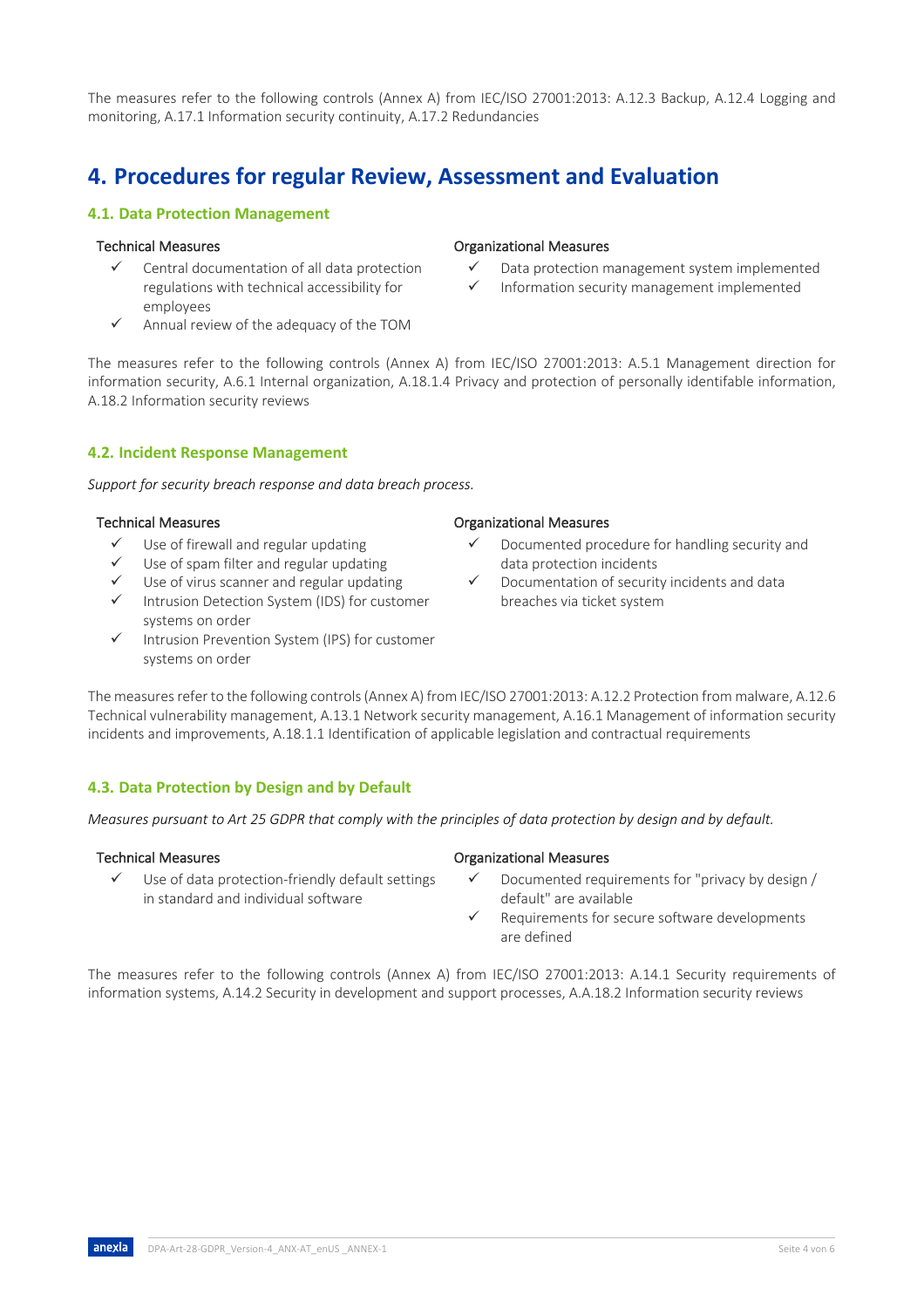The measures refer to the following controls (Annex A) from IEC/ISO 27001:2013: A.12.3 Backup, A.12.4 Logging and monitoring, A.17.1 Information security continuity, A.17.2 Redundancies

# 4. Procedures for regular Review, Assessment and Evaluation

## 4.1. Data Protection Management

**Technical Measures**

- ✓ Central documentation of all data protection regulations with technical accessibility for employees
- ✓ Annual review of the adequacy of the TOM

**Organizational Measures**

- ✓ Data protection management system implemented
- ✓ Information security management implemented

The measures refer to the following controls (Annex A) from IEC/ISO 27001:2013: A.5.1 Management direction for information security, A.6.1 Internal organization, A.18.1.4 Privacy and protection of personally identifable information, A.18.2 Information security reviews

## 4.2. Incident Response Management

*Support for security breach response and data breach process.*

**Technical Measures**

- ✓ Use of firewall and regular updating
- ✓ Use of spam filter and regular updating
- ✓ Use of virus scanner and regular updating
- ✓ Intrusion Detection System (IDS) for customer systems on order
- ✓ Intrusion Prevention System (IPS) for customer systems on order

**Organizational Measures**

- ✓ Documented procedure for handling security and data protection incidents
- ✓ Documentation of security incidents and data breaches via ticket system

The measures refer to the following controls (Annex A) from IEC/ISO 27001:2013: A.12.2 Protection from malware, A.12.6 Technical vulnerability management, A.13.1 Network security management, A.16.1 Management of information security incidents and improvements, A.18.1.1 Identification of applicable legislation and contractual requirements

## 4.3. Data Protection by Design and by Default

*Measures pursuant to Art 25 GDPR that comply with the principles of data protection by design and by default.*

**Technical Measures**

- ✓ Use of data protection-friendly default settings in standard and individual software

**Organizational Measures**

- ✓ Documented requirements for "privacy by design / default" are available
- ✓ Requirements for secure software developments are defined

The measures refer to the following controls (Annex A) from IEC/ISO 27001:2013: A.14.1 Security requirements of information systems, A.14.2 Security in development and support processes, A.A.18.2 Information security reviews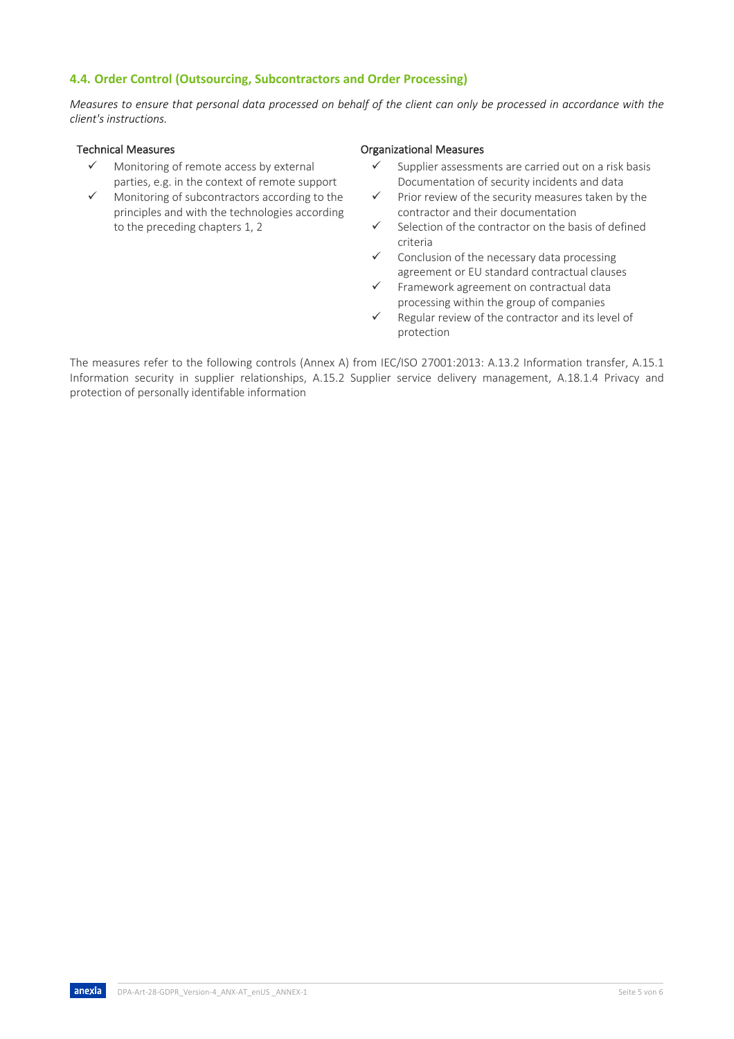### 4.4. Order Control (Outsourcing, Subcontractors and Order Processing)

*Measures to ensure that personal data processed on behalf of the client can only be processed in accordance with the client's instructions.*

**Technical Measures**

- ✓ Monitoring of remote access by external parties, e.g. in the context of remote support
- ✓ Monitoring of subcontractors according to the principles and with the technologies according to the preceding chapters 1, 2

**Organizational Measures**

- ✓ Supplier assessments are carried out on a risk basis Documentation of security incidents and data
- ✓ Prior review of the security measures taken by the contractor and their documentation
- ✓ Selection of the contractor on the basis of defined criteria
- ✓ Conclusion of the necessary data processing agreement or EU standard contractual clauses
- ✓ Framework agreement on contractual data processing within the group of companies
- ✓ Regular review of the contractor and its level of protection

The measures refer to the following controls (Annex A) from IEC/ISO 27001:2013: A.13.2 Information transfer, A.15.1 Information security in supplier relationships, A.15.2 Supplier service delivery management, A.18.1.4 Privacy and protection of personally identifable information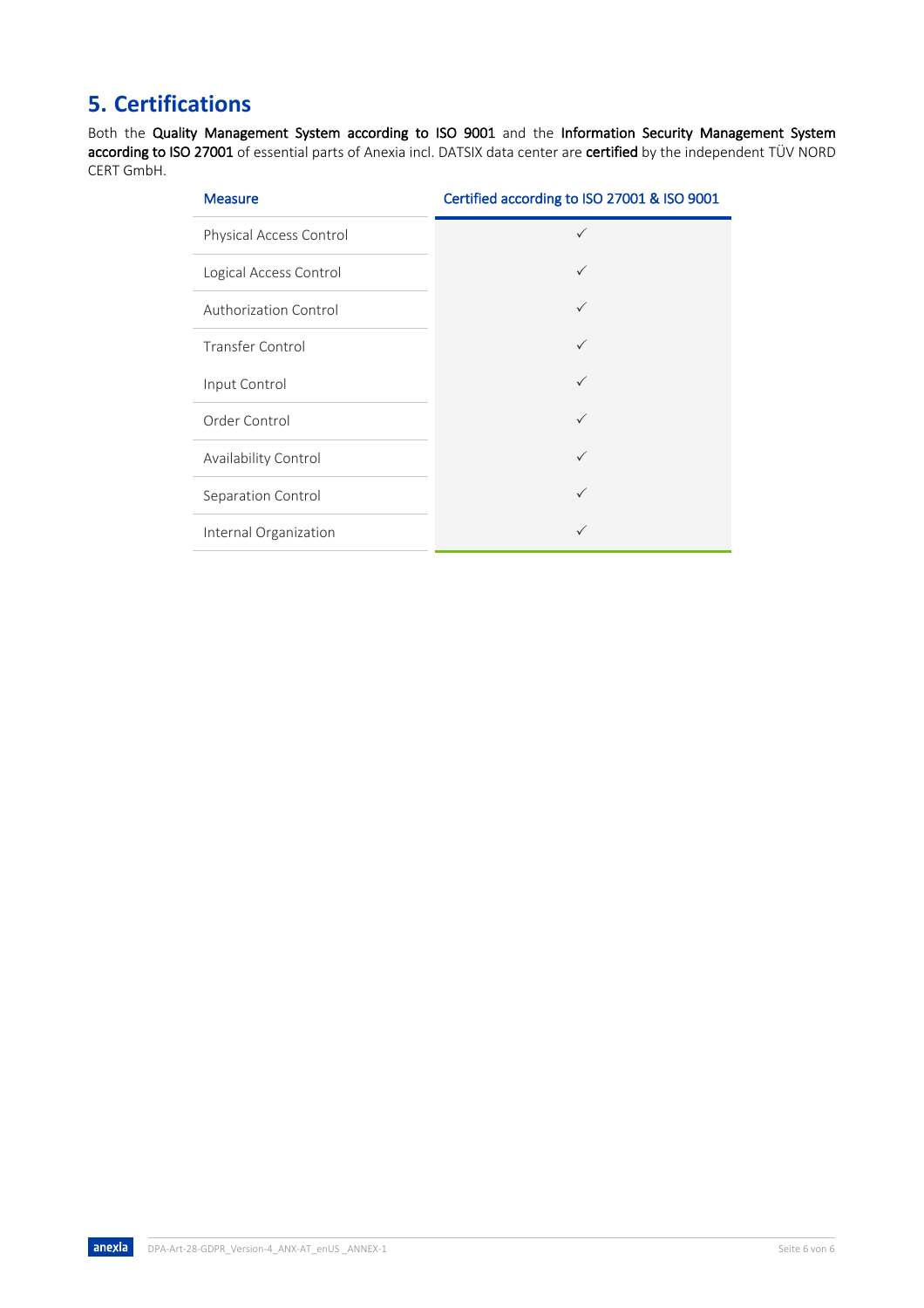## 5. Certifications

Both the **Quality Management System according to ISO 9001** and the **Information Security Management System according to ISO 27001** of essential parts of Anexia incl. DATSIX data center are **certified** by the independent TÜV NORD CERT GmbH.

| Measure | Certified according to ISO 27001 & ISO 9001 |
|---|---|
| Physical Access Control | ✓ |
| Logical Access Control | ✓ |
| Authorization Control | ✓ |
| Transfer Control | ✓ |
| Input Control | ✓ |
| Order Control | ✓ |
| Availability Control | ✓ |
| Separation Control | ✓ |
| Internal Organization | ✓ |